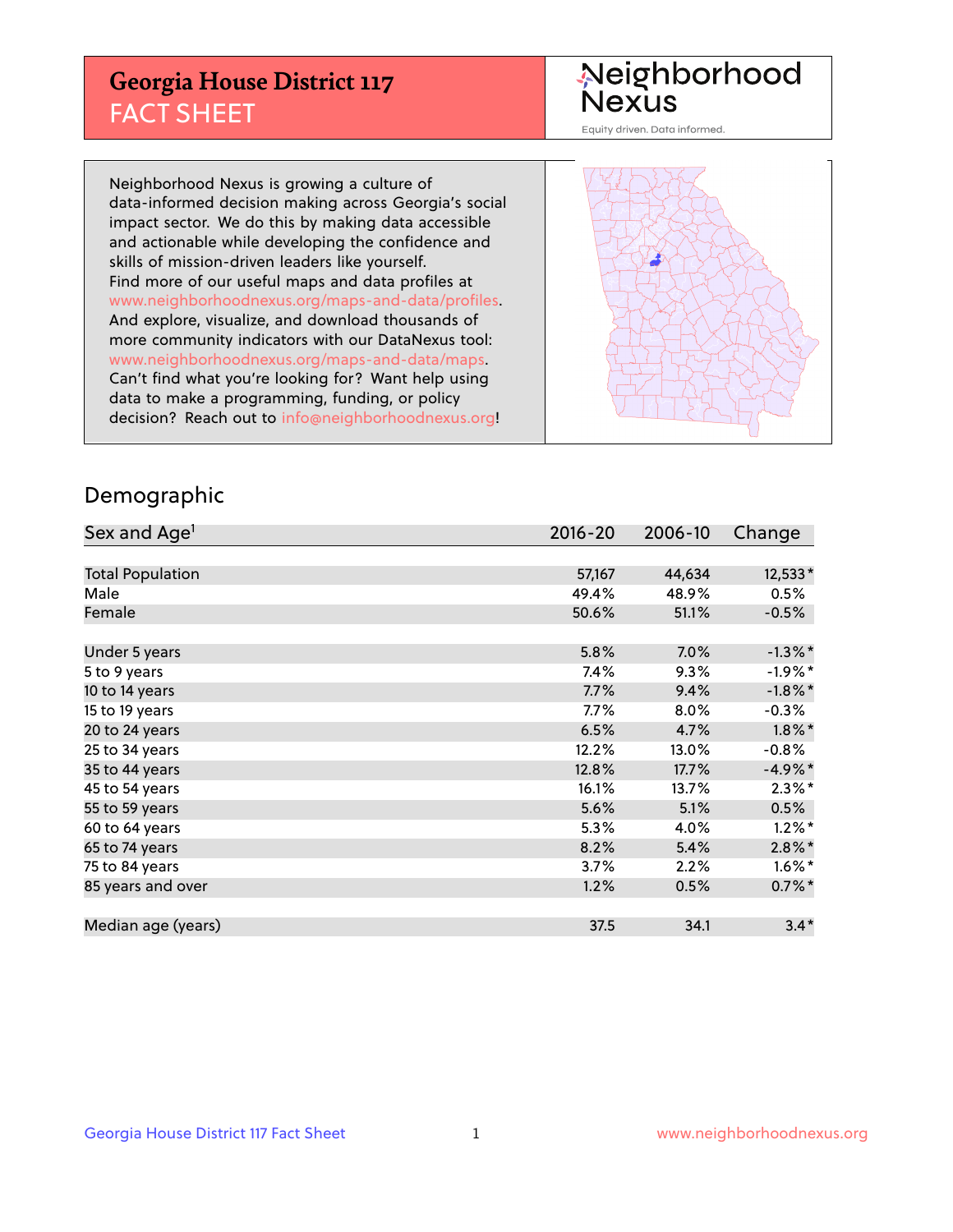# Georgia House District 117
## FACT SHEET

Neighborhood Nexus
Equity driven. Data informed.

Neighborhood Nexus is growing a culture of data-informed decision making across Georgia's social impact sector. We do this by making data accessible and actionable while developing the confidence and skills of mission-driven leaders like yourself. Find more of our useful maps and data profiles at www.neighborhoodnexus.org/maps-and-data/profiles. And explore, visualize, and download thousands of more community indicators with our DataNexus tool: www.neighborhoodnexus.org/maps-and-data/maps. Can't find what you're looking for? Want help using data to make a programming, funding, or policy decision? Reach out to info@neighborhoodnexus.org!

## Demographic

| Sex and Age[1] | 2016-20 | 2006-10 | Change |
|---|---|---|---|
| Total Population | 57,167 | 44,634 | 12,533* |
| Male | 49.4% | 48.9% | 0.5% |
| Female | 50.6% | 51.1% | -0.5% |
| Under 5 years | 5.8% | 7.0% | -1.3%* |
| 5 to 9 years | 7.4% | 9.3% | -1.9%* |
| 10 to 14 years | 7.7% | 9.4% | -1.8%* |
| 15 to 19 years | 7.7% | 8.0% | -0.3% |
| 20 to 24 years | 6.5% | 4.7% | 1.8%* |
| 25 to 34 years | 12.2% | 13.0% | -0.8% |
| 35 to 44 years | 12.8% | 17.7% | -4.9%* |
| 45 to 54 years | 16.1% | 13.7% | 2.3%* |
| 55 to 59 years | 5.6% | 5.1% | 0.5% |
| 60 to 64 years | 5.3% | 4.0% | 1.2%* |
| 65 to 74 years | 8.2% | 5.4% | 2.8%* |
| 75 to 84 years | 3.7% | 2.2% | 1.6%* |
| 85 years and over | 1.2% | 0.5% | 0.7%* |
| Median age (years) | 37.5 | 34.1 | 3.4* |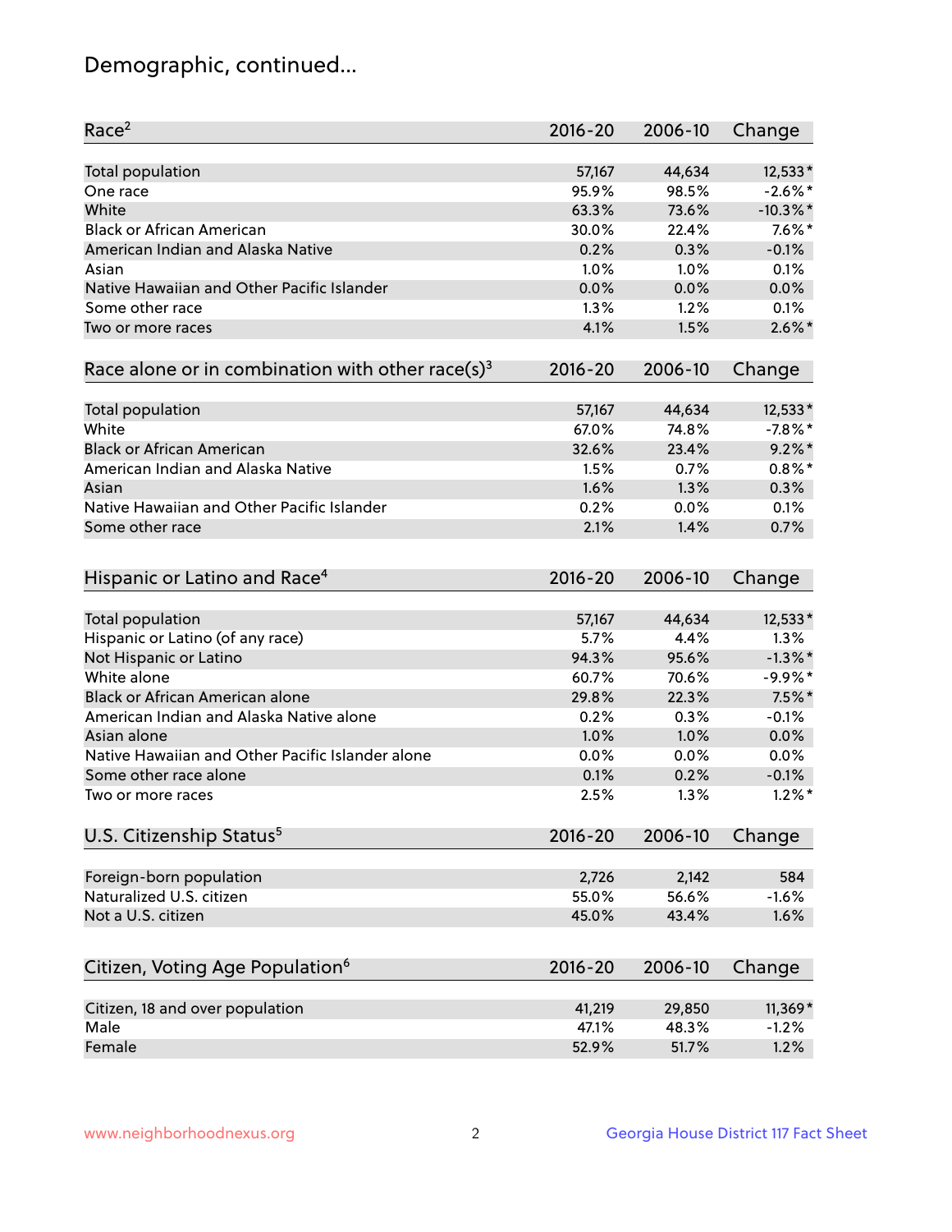# Demographic, continued...

| Race[2] | 2016-20 | 2006-10 | Change |
|---|---|---|---|
| Total population | 57,167 | 44,634 | 12,533* |
| One race | 95.9% | 98.5% | -2.6%* |
| White | 63.3% | 73.6% | -10.3%* |
| Black or African American | 30.0% | 22.4% | 7.6%* |
| American Indian and Alaska Native | 0.2% | 0.3% | -0.1% |
| Asian | 1.0% | 1.0% | 0.1% |
| Native Hawaiian and Other Pacific Islander | 0.0% | 0.0% | 0.0% |
| Some other race | 1.3% | 1.2% | 0.1% |
| Two or more races | 4.1% | 1.5% | 2.6%* |

| Race alone or in combination with other race(s)[3] | 2016-20 | 2006-10 | Change |
|---|---|---|---|
| Total population | 57,167 | 44,634 | 12,533* |
| White | 67.0% | 74.8% | -7.8%* |
| Black or African American | 32.6% | 23.4% | 9.2%* |
| American Indian and Alaska Native | 1.5% | 0.7% | 0.8%* |
| Asian | 1.6% | 1.3% | 0.3% |
| Native Hawaiian and Other Pacific Islander | 0.2% | 0.0% | 0.1% |
| Some other race | 2.1% | 1.4% | 0.7% |

| Hispanic or Latino and Race[4] | 2016-20 | 2006-10 | Change |
|---|---|---|---|
| Total population | 57,167 | 44,634 | 12,533* |
| Hispanic or Latino (of any race) | 5.7% | 4.4% | 1.3% |
| Not Hispanic or Latino | 94.3% | 95.6% | -1.3%* |
| White alone | 60.7% | 70.6% | -9.9%* |
| Black or African American alone | 29.8% | 22.3% | 7.5%* |
| American Indian and Alaska Native alone | 0.2% | 0.3% | -0.1% |
| Asian alone | 1.0% | 1.0% | 0.0% |
| Native Hawaiian and Other Pacific Islander alone | 0.0% | 0.0% | 0.0% |
| Some other race alone | 0.1% | 0.2% | -0.1% |
| Two or more races | 2.5% | 1.3% | 1.2%* |

| U.S. Citizenship Status[5] | 2016-20 | 2006-10 | Change |
|---|---|---|---|
| Foreign-born population | 2,726 | 2,142 | 584 |
| Naturalized U.S. citizen | 55.0% | 56.6% | -1.6% |
| Not a U.S. citizen | 45.0% | 43.4% | 1.6% |

| Citizen, Voting Age Population[6] | 2016-20 | 2006-10 | Change |
|---|---|---|---|
| Citizen, 18 and over population | 41,219 | 29,850 | 11,369* |
| Male | 47.1% | 48.3% | -1.2% |
| Female | 52.9% | 51.7% | 1.2% |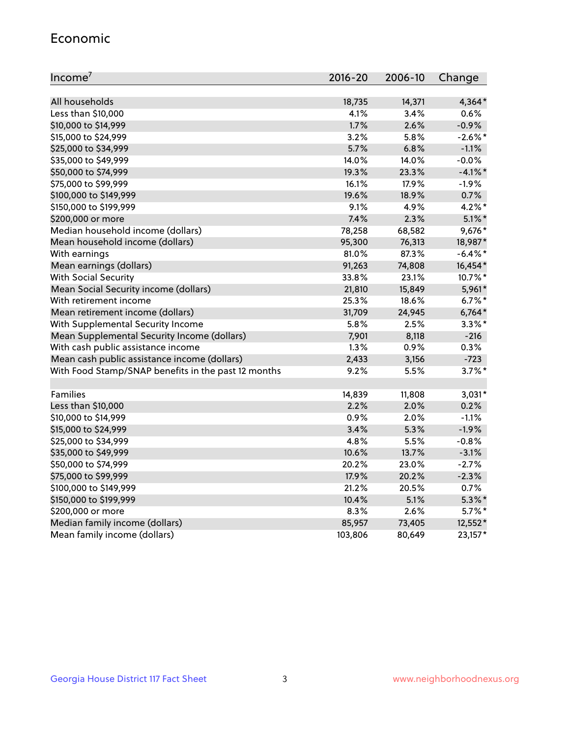## Economic

| Income[7] | 2016-20 | 2006-10 | Change |
|---|---|---|---|
| All households | 18,735 | 14,371 | 4,364* |
| Less than $10,000 | 4.1% | 3.4% | 0.6% |
| $10,000 to $14,999 | 1.7% | 2.6% | -0.9% |
| $15,000 to $24,999 | 3.2% | 5.8% | -2.6%* |
| $25,000 to $34,999 | 5.7% | 6.8% | -1.1% |
| $35,000 to $49,999 | 14.0% | 14.0% | -0.0% |
| $50,000 to $74,999 | 19.3% | 23.3% | -4.1%* |
| $75,000 to $99,999 | 16.1% | 17.9% | -1.9% |
| $100,000 to $149,999 | 19.6% | 18.9% | 0.7% |
| $150,000 to $199,999 | 9.1% | 4.9% | 4.2%* |
| $200,000 or more | 7.4% | 2.3% | 5.1%* |
| Median household income (dollars) | 78,258 | 68,582 | 9,676* |
| Mean household income (dollars) | 95,300 | 76,313 | 18,987* |
| With earnings | 81.0% | 87.3% | -6.4%* |
| Mean earnings (dollars) | 91,263 | 74,808 | 16,454* |
| With Social Security | 33.8% | 23.1% | 10.7%* |
| Mean Social Security income (dollars) | 21,810 | 15,849 | 5,961* |
| With retirement income | 25.3% | 18.6% | 6.7%* |
| Mean retirement income (dollars) | 31,709 | 24,945 | 6,764* |
| With Supplemental Security Income | 5.8% | 2.5% | 3.3%* |
| Mean Supplemental Security Income (dollars) | 7,901 | 8,118 | -216 |
| With cash public assistance income | 1.3% | 0.9% | 0.3% |
| Mean cash public assistance income (dollars) | 2,433 | 3,156 | -723 |
| With Food Stamp/SNAP benefits in the past 12 months | 9.2% | 5.5% | 3.7%* |
| | | | |
| Families | 14,839 | 11,808 | 3,031* |
| Less than $10,000 | 2.2% | 2.0% | 0.2% |
| $10,000 to $14,999 | 0.9% | 2.0% | -1.1% |
| $15,000 to $24,999 | 3.4% | 5.3% | -1.9% |
| $25,000 to $34,999 | 4.8% | 5.5% | -0.8% |
| $35,000 to $49,999 | 10.6% | 13.7% | -3.1% |
| $50,000 to $74,999 | 20.2% | 23.0% | -2.7% |
| $75,000 to $99,999 | 17.9% | 20.2% | -2.3% |
| $100,000 to $149,999 | 21.2% | 20.5% | 0.7% |
| $150,000 to $199,999 | 10.4% | 5.1% | 5.3%* |
| $200,000 or more | 8.3% | 2.6% | 5.7%* |
| Median family income (dollars) | 85,957 | 73,405 | 12,552* |
| Mean family income (dollars) | 103,806 | 80,649 | 23,157* |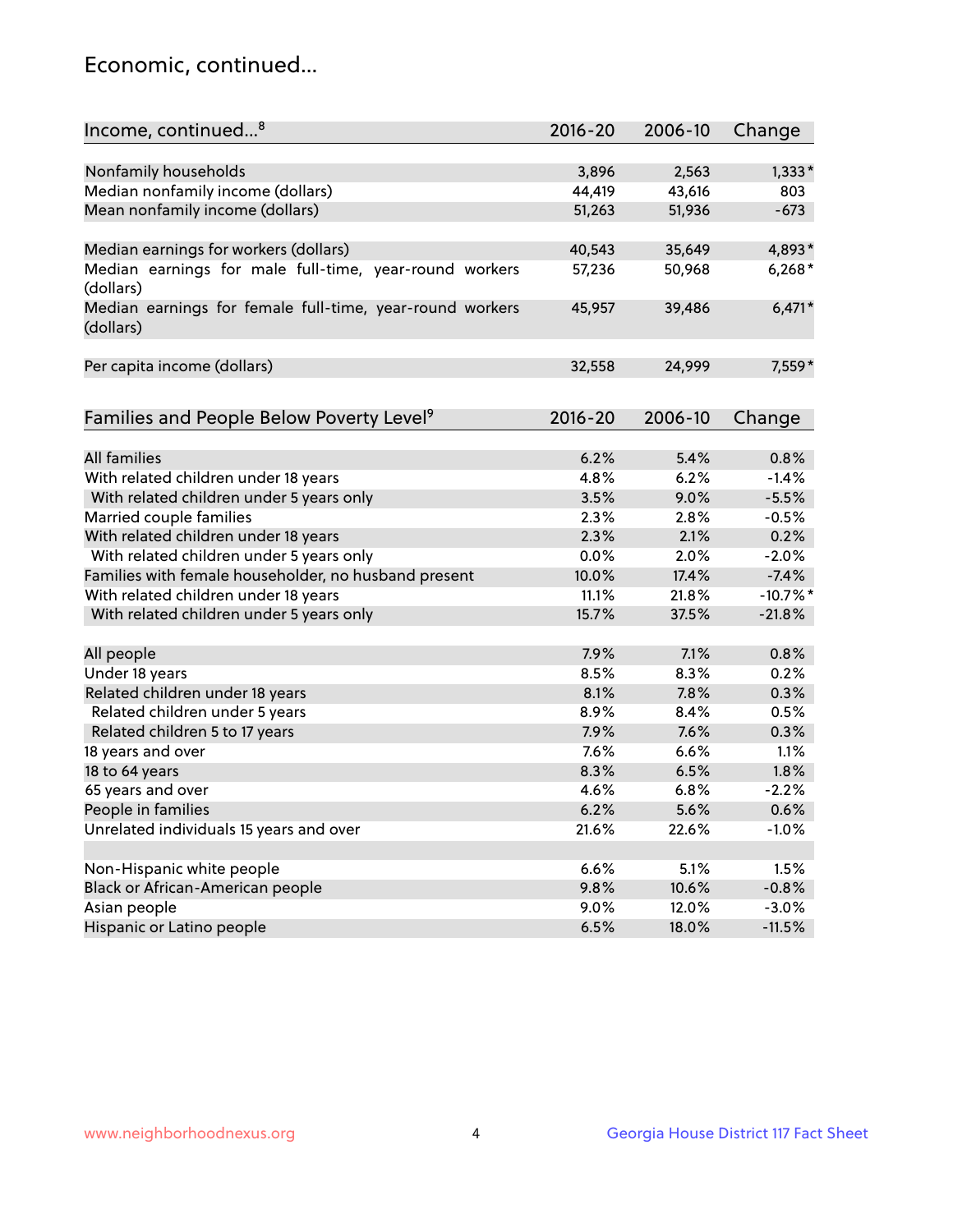## Economic, continued...

| Income, continued...[8] | 2016-20 | 2006-10 | Change |
|---|---|---|---|
| Nonfamily households | 3,896 | 2,563 | 1,333* |
| Median nonfamily income (dollars) | 44,419 | 43,616 | 803 |
| Mean nonfamily income (dollars) | 51,263 | 51,936 | -673 |
| Median earnings for workers (dollars) | 40,543 | 35,649 | 4,893* |
| Median earnings for male full-time, year-round workers (dollars) | 57,236 | 50,968 | 6,268* |
| Median earnings for female full-time, year-round workers (dollars) | 45,957 | 39,486 | 6,471* |
| Per capita income (dollars) | 32,558 | 24,999 | 7,559* |

| Families and People Below Poverty Level[9] | 2016-20 | 2006-10 | Change |
|---|---|---|---|
| All families | 6.2% | 5.4% | 0.8% |
| With related children under 18 years | 4.8% | 6.2% | -1.4% |
| With related children under 5 years only | 3.5% | 9.0% | -5.5% |
| Married couple families | 2.3% | 2.8% | -0.5% |
| With related children under 18 years | 2.3% | 2.1% | 0.2% |
| With related children under 5 years only | 0.0% | 2.0% | -2.0% |
| Families with female householder, no husband present | 10.0% | 17.4% | -7.4% |
| With related children under 18 years | 11.1% | 21.8% | -10.7%* |
| With related children under 5 years only | 15.7% | 37.5% | -21.8% |
| All people | 7.9% | 7.1% | 0.8% |
| Under 18 years | 8.5% | 8.3% | 0.2% |
| Related children under 18 years | 8.1% | 7.8% | 0.3% |
| Related children under 5 years | 8.9% | 8.4% | 0.5% |
| Related children 5 to 17 years | 7.9% | 7.6% | 0.3% |
| 18 years and over | 7.6% | 6.6% | 1.1% |
| 18 to 64 years | 8.3% | 6.5% | 1.8% |
| 65 years and over | 4.6% | 6.8% | -2.2% |
| People in families | 6.2% | 5.6% | 0.6% |
| Unrelated individuals 15 years and over | 21.6% | 22.6% | -1.0% |
| Non-Hispanic white people | 6.6% | 5.1% | 1.5% |
| Black or African-American people | 9.8% | 10.6% | -0.8% |
| Asian people | 9.0% | 12.0% | -3.0% |
| Hispanic or Latino people | 6.5% | 18.0% | -11.5% |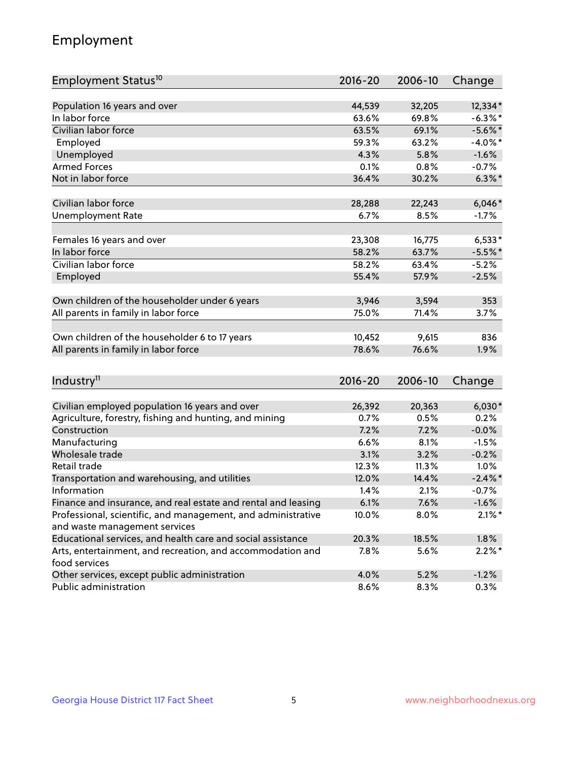## Employment

| Employment Status[10] | 2016-20 | 2006-10 | Change |
|---|---|---|---|
| Population 16 years and over | 44,539 | 32,205 | 12,334* |
| In labor force | 63.6% | 69.8% | -6.3%* |
| Civilian labor force | 63.5% | 69.1% | -5.6%* |
| Employed | 59.3% | 63.2% | -4.0%* |
| Unemployed | 4.3% | 5.8% | -1.6% |
| Armed Forces | 0.1% | 0.8% | -0.7% |
| Not in labor force | 36.4% | 30.2% | 6.3%* |
| | | | |
| Civilian labor force | 28,288 | 22,243 | 6,046* |
| Unemployment Rate | 6.7% | 8.5% | -1.7% |
| | | | |
| Females 16 years and over | 23,308 | 16,775 | 6,533* |
| In labor force | 58.2% | 63.7% | -5.5%* |
| Civilian labor force | 58.2% | 63.4% | -5.2% |
| Employed | 55.4% | 57.9% | -2.5% |
| | | | |
| Own children of the householder under 6 years | 3,946 | 3,594 | 353 |
| All parents in family in labor force | 75.0% | 71.4% | 3.7% |
| | | | |
| Own children of the householder 6 to 17 years | 10,452 | 9,615 | 836 |
| All parents in family in labor force | 78.6% | 76.6% | 1.9% |

| Industry[11] | 2016-20 | 2006-10 | Change |
|---|---|---|---|
| Civilian employed population 16 years and over | 26,392 | 20,363 | 6,030* |
| Agriculture, forestry, fishing and hunting, and mining | 0.7% | 0.5% | 0.2% |
| Construction | 7.2% | 7.2% | -0.0% |
| Manufacturing | 6.6% | 8.1% | -1.5% |
| Wholesale trade | 3.1% | 3.2% | -0.2% |
| Retail trade | 12.3% | 11.3% | 1.0% |
| Transportation and warehousing, and utilities | 12.0% | 14.4% | -2.4%* |
| Information | 1.4% | 2.1% | -0.7% |
| Finance and insurance, and real estate and rental and leasing | 6.1% | 7.6% | -1.6% |
| Professional, scientific, and management, and administrative and waste management services | 10.0% | 8.0% | 2.1%* |
| Educational services, and health care and social assistance | 20.3% | 18.5% | 1.8% |
| Arts, entertainment, and recreation, and accommodation and food services | 7.8% | 5.6% | 2.2%* |
| Other services, except public administration | 4.0% | 5.2% | -1.2% |
| Public administration | 8.6% | 8.3% | 0.3% |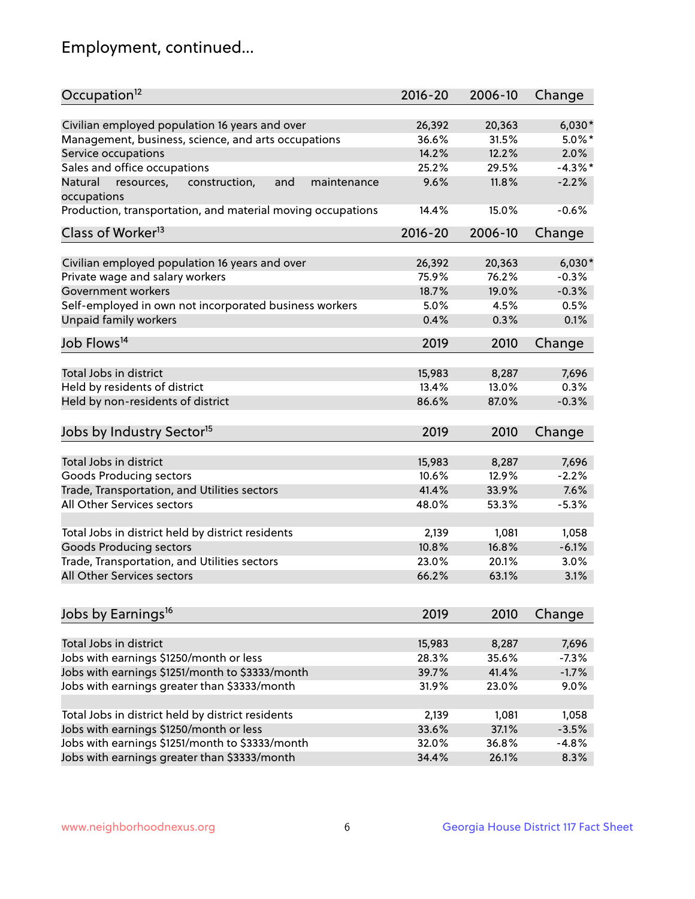## Employment, continued...

| Occupation[12] | 2016-20 | 2006-10 | Change |
|---|---|---|---|
| Civilian employed population 16 years and over | 26,392 | 20,363 | 6,030* |
| Management, business, science, and arts occupations | 36.6% | 31.5% | 5.0%* |
| Service occupations | 14.2% | 12.2% | 2.0% |
| Sales and office occupations | 25.2% | 29.5% | -4.3%* |
| Natural resources, construction, and maintenance occupations | 9.6% | 11.8% | -2.2% |
| Production, transportation, and material moving occupations | 14.4% | 15.0% | -0.6% |

| Class of Worker[13] | 2016-20 | 2006-10 | Change |
|---|---|---|---|
| Civilian employed population 16 years and over | 26,392 | 20,363 | 6,030* |
| Private wage and salary workers | 75.9% | 76.2% | -0.3% |
| Government workers | 18.7% | 19.0% | -0.3% |
| Self-employed in own not incorporated business workers | 5.0% | 4.5% | 0.5% |
| Unpaid family workers | 0.4% | 0.3% | 0.1% |

| Job Flows[14] | 2019 | 2010 | Change |
|---|---|---|---|
| Total Jobs in district | 15,983 | 8,287 | 7,696 |
| Held by residents of district | 13.4% | 13.0% | 0.3% |
| Held by non-residents of district | 86.6% | 87.0% | -0.3% |

| Jobs by Industry Sector[15] | 2019 | 2010 | Change |
|---|---|---|---|
| Total Jobs in district | 15,983 | 8,287 | 7,696 |
| Goods Producing sectors | 10.6% | 12.9% | -2.2% |
| Trade, Transportation, and Utilities sectors | 41.4% | 33.9% | 7.6% |
| All Other Services sectors | 48.0% | 53.3% | -5.3% |
| | | | |
| Total Jobs in district held by district residents | 2,139 | 1,081 | 1,058 |
| Goods Producing sectors | 10.8% | 16.8% | -6.1% |
| Trade, Transportation, and Utilities sectors | 23.0% | 20.1% | 3.0% |
| All Other Services sectors | 66.2% | 63.1% | 3.1% |

| Jobs by Earnings[16] | 2019 | 2010 | Change |
|---|---|---|---|
| Total Jobs in district | 15,983 | 8,287 | 7,696 |
| Jobs with earnings $1250/month or less | 28.3% | 35.6% | -7.3% |
| Jobs with earnings $1251/month to $3333/month | 39.7% | 41.4% | -1.7% |
| Jobs with earnings greater than $3333/month | 31.9% | 23.0% | 9.0% |
| | | | |
| Total Jobs in district held by district residents | 2,139 | 1,081 | 1,058 |
| Jobs with earnings $1250/month or less | 33.6% | 37.1% | -3.5% |
| Jobs with earnings $1251/month to $3333/month | 32.0% | 36.8% | -4.8% |
| Jobs with earnings greater than $3333/month | 34.4% | 26.1% | 8.3% |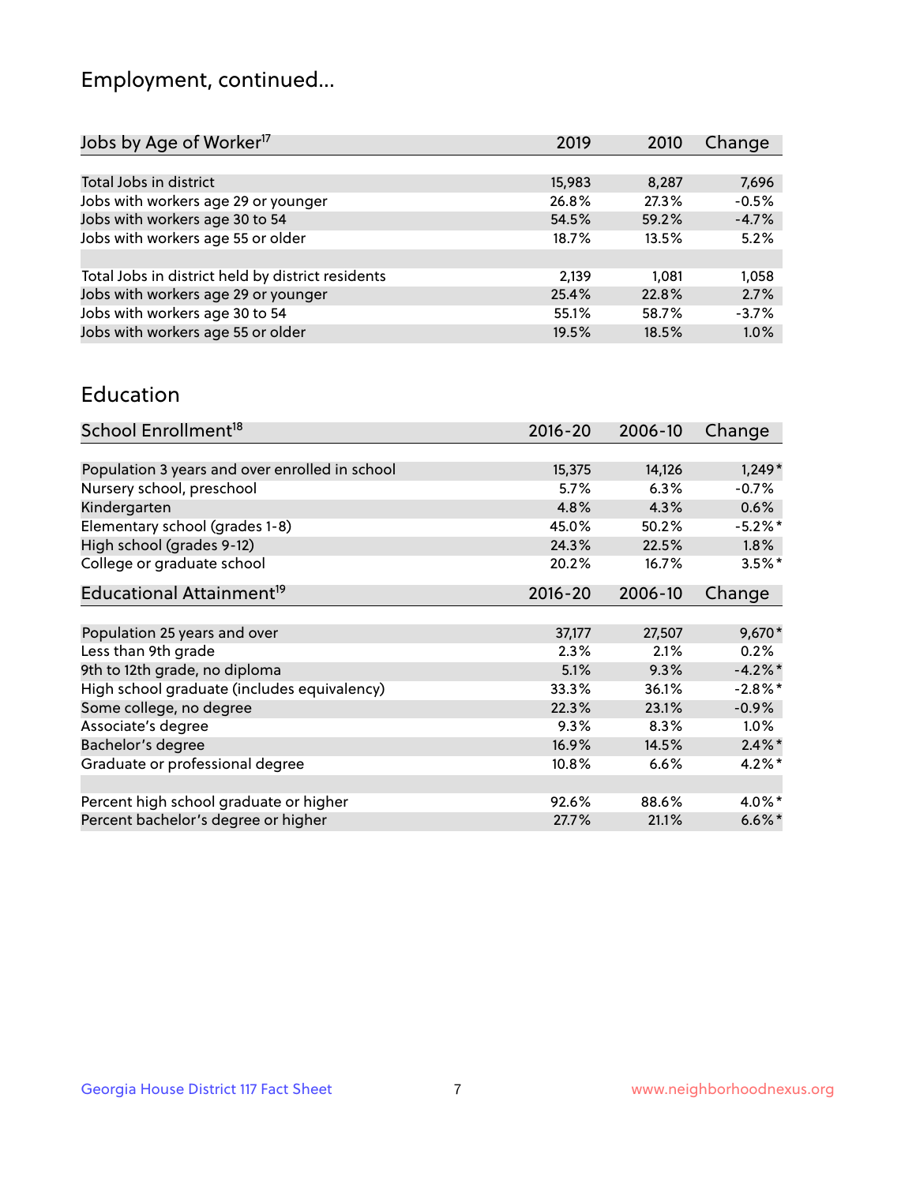# Employment, continued...

| Jobs by Age of Worker[17] | 2019 | 2010 | Change |
|---|---|---|---|
| Total Jobs in district | 15,983 | 8,287 | 7,696 |
| Jobs with workers age 29 or younger | 26.8% | 27.3% | -0.5% |
| Jobs with workers age 30 to 54 | 54.5% | 59.2% | -4.7% |
| Jobs with workers age 55 or older | 18.7% | 13.5% | 5.2% |
| | | | |
| Total Jobs in district held by district residents | 2,139 | 1,081 | 1,058 |
| Jobs with workers age 29 or younger | 25.4% | 22.8% | 2.7% |
| Jobs with workers age 30 to 54 | 55.1% | 58.7% | -3.7% |
| Jobs with workers age 55 or older | 19.5% | 18.5% | 1.0% |

## Education

| School Enrollment[18] | 2016-20 | 2006-10 | Change |
|---|---|---|---|
| Population 3 years and over enrolled in school | 15,375 | 14,126 | 1,249* |
| Nursery school, preschool | 5.7% | 6.3% | -0.7% |
| Kindergarten | 4.8% | 4.3% | 0.6% |
| Elementary school (grades 1-8) | 45.0% | 50.2% | -5.2%* |
| High school (grades 9-12) | 24.3% | 22.5% | 1.8% |
| College or graduate school | 20.2% | 16.7% | 3.5%* |

| Educational Attainment[19] | 2016-20 | 2006-10 | Change |
|---|---|---|---|
| Population 25 years and over | 37,177 | 27,507 | 9,670* |
| Less than 9th grade | 2.3% | 2.1% | 0.2% |
| 9th to 12th grade, no diploma | 5.1% | 9.3% | -4.2%* |
| High school graduate (includes equivalency) | 33.3% | 36.1% | -2.8%* |
| Some college, no degree | 22.3% | 23.1% | -0.9% |
| Associate's degree | 9.3% | 8.3% | 1.0% |
| Bachelor's degree | 16.9% | 14.5% | 2.4%* |
| Graduate or professional degree | 10.8% | 6.6% | 4.2%* |
| | | | |
| Percent high school graduate or higher | 92.6% | 88.6% | 4.0%* |
| Percent bachelor's degree or higher | 27.7% | 21.1% | 6.6%* |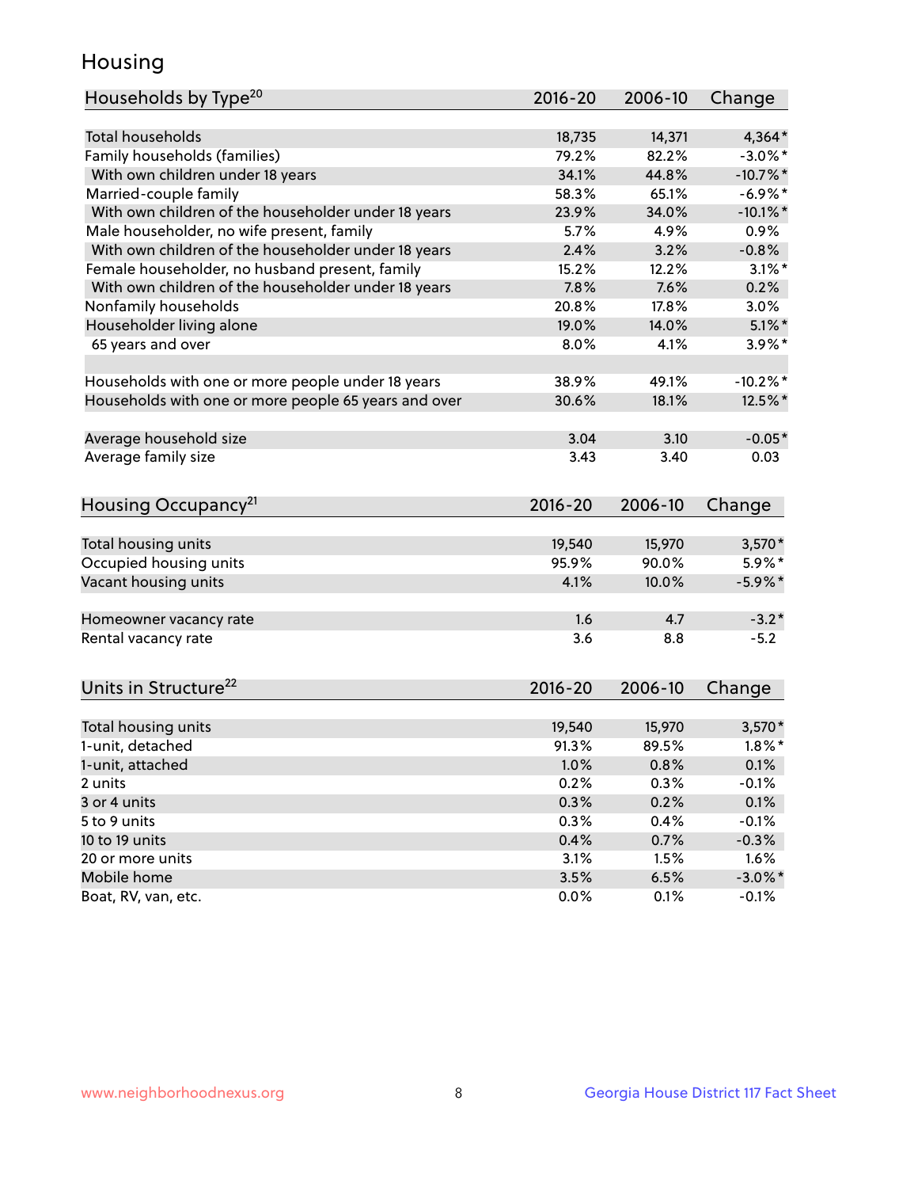# Housing

| Households by Type[20] | 2016-20 | 2006-10 | Change |
|---|---|---|---|
| Total households | 18,735 | 14,371 | 4,364* |
| Family households (families) | 79.2% | 82.2% | -3.0%* |
| With own children under 18 years | 34.1% | 44.8% | -10.7%* |
| Married-couple family | 58.3% | 65.1% | -6.9%* |
| With own children of the householder under 18 years | 23.9% | 34.0% | -10.1%* |
| Male householder, no wife present, family | 5.7% | 4.9% | 0.9% |
| With own children of the householder under 18 years | 2.4% | 3.2% | -0.8% |
| Female householder, no husband present, family | 15.2% | 12.2% | 3.1%* |
| With own children of the householder under 18 years | 7.8% | 7.6% | 0.2% |
| Nonfamily households | 20.8% | 17.8% | 3.0% |
| Householder living alone | 19.0% | 14.0% | 5.1%* |
| 65 years and over | 8.0% | 4.1% | 3.9%* |
| | | | |
| Households with one or more people under 18 years | 38.9% | 49.1% | -10.2%* |
| Households with one or more people 65 years and over | 30.6% | 18.1% | 12.5%* |
| | | | |
| Average household size | 3.04 | 3.10 | -0.05* |
| Average family size | 3.43 | 3.40 | 0.03 |

| Housing Occupancy[21] | 2016-20 | 2006-10 | Change |
|---|---|---|---|
| Total housing units | 19,540 | 15,970 | 3,570* |
| Occupied housing units | 95.9% | 90.0% | 5.9%* |
| Vacant housing units | 4.1% | 10.0% | -5.9%* |
| | | | |
| Homeowner vacancy rate | 1.6 | 4.7 | -3.2* |
| Rental vacancy rate | 3.6 | 8.8 | -5.2 |

| Units in Structure[22] | 2016-20 | 2006-10 | Change |
|---|---|---|---|
| Total housing units | 19,540 | 15,970 | 3,570* |
| 1-unit, detached | 91.3% | 89.5% | 1.8%* |
| 1-unit, attached | 1.0% | 0.8% | 0.1% |
| 2 units | 0.2% | 0.3% | -0.1% |
| 3 or 4 units | 0.3% | 0.2% | 0.1% |
| 5 to 9 units | 0.3% | 0.4% | -0.1% |
| 10 to 19 units | 0.4% | 0.7% | -0.3% |
| 20 or more units | 3.1% | 1.5% | 1.6% |
| Mobile home | 3.5% | 6.5% | -3.0%* |
| Boat, RV, van, etc. | 0.0% | 0.1% | -0.1% |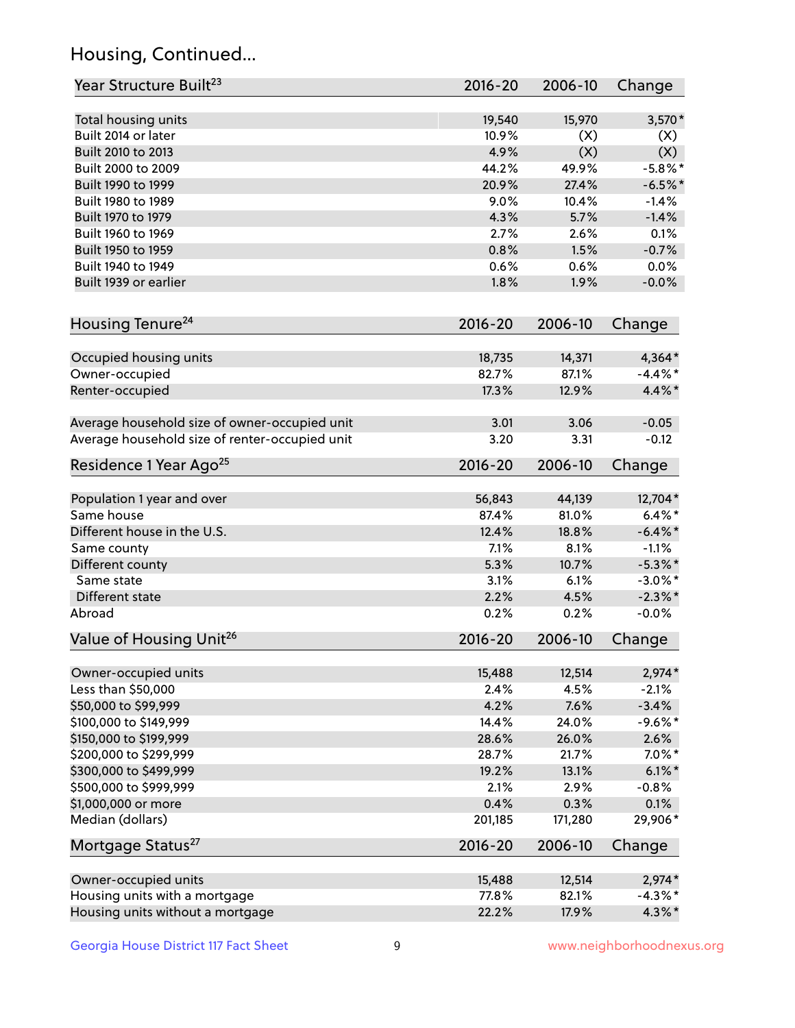## Housing, Continued...

| Year Structure Built[23] | 2016-20 | 2006-10 | Change |
|---|---|---|---|
| Total housing units | 19,540 | 15,970 | 3,570* |
| Built 2014 or later | 10.9% | (X) | (X) |
| Built 2010 to 2013 | 4.9% | (X) | (X) |
| Built 2000 to 2009 | 44.2% | 49.9% | -5.8%* |
| Built 1990 to 1999 | 20.9% | 27.4% | -6.5%* |
| Built 1980 to 1989 | 9.0% | 10.4% | -1.4% |
| Built 1970 to 1979 | 4.3% | 5.7% | -1.4% |
| Built 1960 to 1969 | 2.7% | 2.6% | 0.1% |
| Built 1950 to 1959 | 0.8% | 1.5% | -0.7% |
| Built 1940 to 1949 | 0.6% | 0.6% | 0.0% |
| Built 1939 or earlier | 1.8% | 1.9% | -0.0% |

| Housing Tenure[24] | 2016-20 | 2006-10 | Change |
|---|---|---|---|
| Occupied housing units | 18,735 | 14,371 | 4,364* |
| Owner-occupied | 82.7% | 87.1% | -4.4%* |
| Renter-occupied | 17.3% | 12.9% | 4.4%* |
| Average household size of owner-occupied unit | 3.01 | 3.06 | -0.05 |
| Average household size of renter-occupied unit | 3.20 | 3.31 | -0.12 |

| Residence 1 Year Ago[25] | 2016-20 | 2006-10 | Change |
|---|---|---|---|
| Population 1 year and over | 56,843 | 44,139 | 12,704* |
| Same house | 87.4% | 81.0% | 6.4%* |
| Different house in the U.S. | 12.4% | 18.8% | -6.4%* |
| Same county | 7.1% | 8.1% | -1.1% |
| Different county | 5.3% | 10.7% | -5.3%* |
| Same state | 3.1% | 6.1% | -3.0%* |
| Different state | 2.2% | 4.5% | -2.3%* |
| Abroad | 0.2% | 0.2% | -0.0% |

| Value of Housing Unit[26] | 2016-20 | 2006-10 | Change |
|---|---|---|---|
| Owner-occupied units | 15,488 | 12,514 | 2,974* |
| Less than $50,000 | 2.4% | 4.5% | -2.1% |
| $50,000 to $99,999 | 4.2% | 7.6% | -3.4% |
| $100,000 to $149,999 | 14.4% | 24.0% | -9.6%* |
| $150,000 to $199,999 | 28.6% | 26.0% | 2.6% |
| $200,000 to $299,999 | 28.7% | 21.7% | 7.0%* |
| $300,000 to $499,999 | 19.2% | 13.1% | 6.1%* |
| $500,000 to $999,999 | 2.1% | 2.9% | -0.8% |
| $1,000,000 or more | 0.4% | 0.3% | 0.1% |
| Median (dollars) | 201,185 | 171,280 | 29,906* |

| Mortgage Status[27] | 2016-20 | 2006-10 | Change |
|---|---|---|---|
| Owner-occupied units | 15,488 | 12,514 | 2,974* |
| Housing units with a mortgage | 77.8% | 82.1% | -4.3%* |
| Housing units without a mortgage | 22.2% | 17.9% | 4.3%* |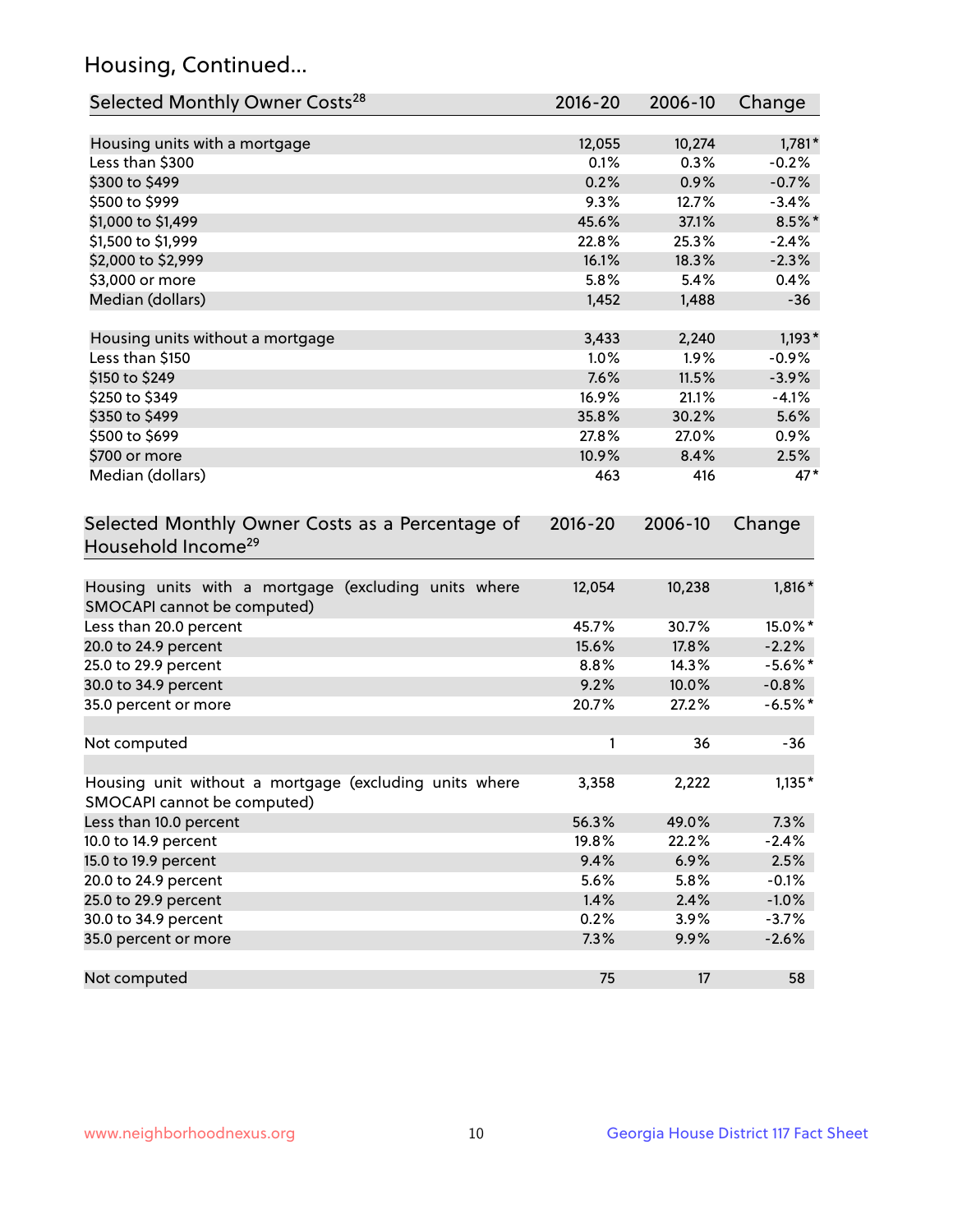## Housing, Continued...

| Selected Monthly Owner Costs[28] | 2016-20 | 2006-10 | Change |
|---|---|---|---|
| Housing units with a mortgage | 12,055 | 10,274 | 1,781* |
| Less than $300 | 0.1% | 0.3% | -0.2% |
| $300 to $499 | 0.2% | 0.9% | -0.7% |
| $500 to $999 | 9.3% | 12.7% | -3.4% |
| $1,000 to $1,499 | 45.6% | 37.1% | 8.5%* |
| $1,500 to $1,999 | 22.8% | 25.3% | -2.4% |
| $2,000 to $2,999 | 16.1% | 18.3% | -2.3% |
| $3,000 or more | 5.8% | 5.4% | 0.4% |
| Median (dollars) | 1,452 | 1,488 | -36 |
| | | | |
| Housing units without a mortgage | 3,433 | 2,240 | 1,193* |
| Less than $150 | 1.0% | 1.9% | -0.9% |
| $150 to $249 | 7.6% | 11.5% | -3.9% |
| $250 to $349 | 16.9% | 21.1% | -4.1% |
| $350 to $499 | 35.8% | 30.2% | 5.6% |
| $500 to $699 | 27.8% | 27.0% | 0.9% |
| $700 or more | 10.9% | 8.4% | 2.5% |
| Median (dollars) | 463 | 416 | 47* |

| Selected Monthly Owner Costs as a Percentage of Household Income[29] | 2016-20 | 2006-10 | Change |
|---|---|---|---|
| Housing units with a mortgage (excluding units where SMOCAPI cannot be computed) | 12,054 | 10,238 | 1,816* |
| Less than 20.0 percent | 45.7% | 30.7% | 15.0%* |
| 20.0 to 24.9 percent | 15.6% | 17.8% | -2.2% |
| 25.0 to 29.9 percent | 8.8% | 14.3% | -5.6%* |
| 30.0 to 34.9 percent | 9.2% | 10.0% | -0.8% |
| 35.0 percent or more | 20.7% | 27.2% | -6.5%* |
| | | | |
| Not computed | 1 | 36 | -36 |
| | | | |
| Housing unit without a mortgage (excluding units where SMOCAPI cannot be computed) | 3,358 | 2,222 | 1,135* |
| Less than 10.0 percent | 56.3% | 49.0% | 7.3% |
| 10.0 to 14.9 percent | 19.8% | 22.2% | -2.4% |
| 15.0 to 19.9 percent | 9.4% | 6.9% | 2.5% |
| 20.0 to 24.9 percent | 5.6% | 5.8% | -0.1% |
| 25.0 to 29.9 percent | 1.4% | 2.4% | -1.0% |
| 30.0 to 34.9 percent | 0.2% | 3.9% | -3.7% |
| 35.0 percent or more | 7.3% | 9.9% | -2.6% |
| | | | |
| Not computed | 75 | 17 | 58 |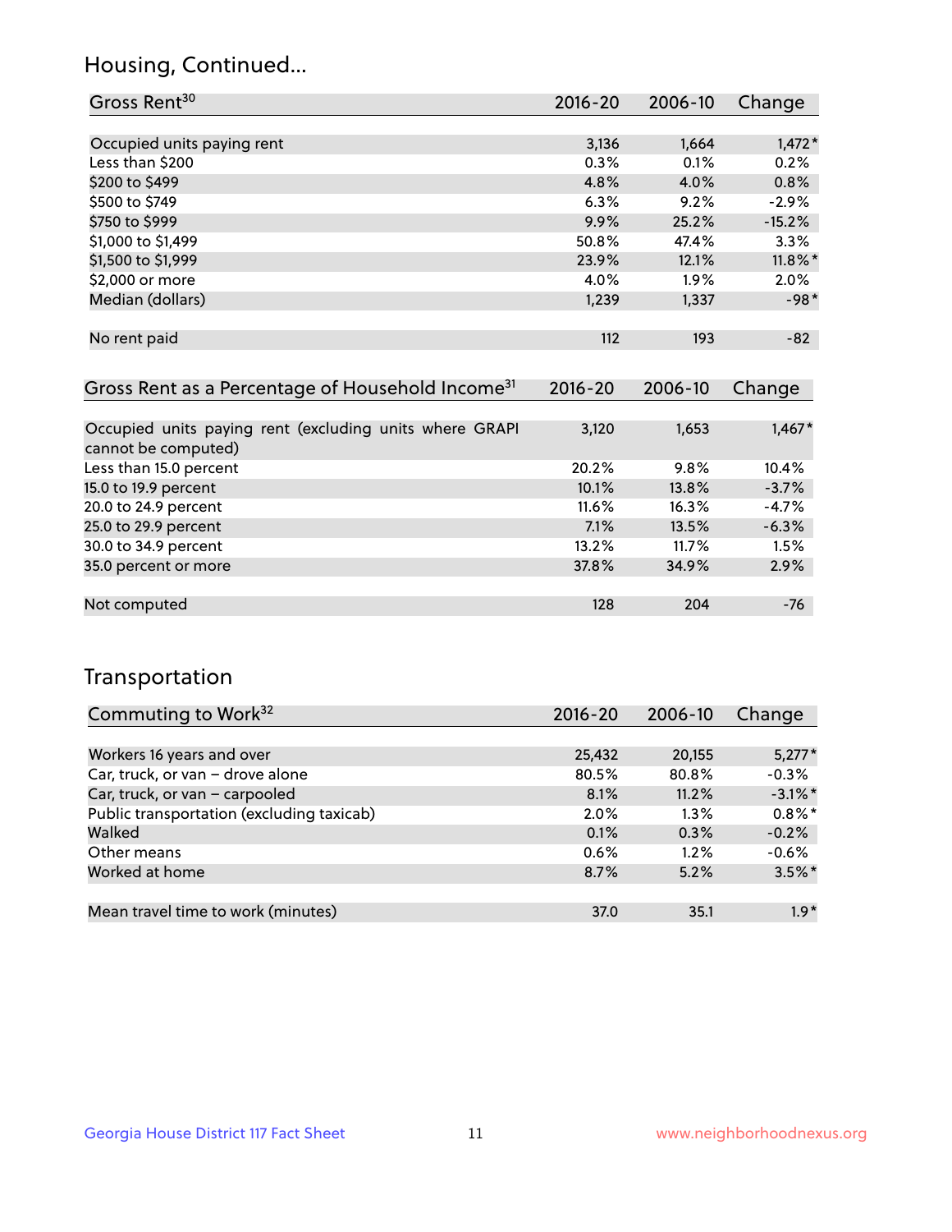## Housing, Continued...

| Gross Rent[30] | 2016-20 | 2006-10 | Change |
|---|---|---|---|
| Occupied units paying rent | 3,136 | 1,664 | 1,472* |
| Less than $200 | 0.3% | 0.1% | 0.2% |
| $200 to $499 | 4.8% | 4.0% | 0.8% |
| $500 to $749 | 6.3% | 9.2% | -2.9% |
| $750 to $999 | 9.9% | 25.2% | -15.2% |
| $1,000 to $1,499 | 50.8% | 47.4% | 3.3% |
| $1,500 to $1,999 | 23.9% | 12.1% | 11.8%* |
| $2,000 or more | 4.0% | 1.9% | 2.0% |
| Median (dollars) | 1,239 | 1,337 | -98* |
| No rent paid | 112 | 193 | -82 |

| Gross Rent as a Percentage of Household Income[31] | 2016-20 | 2006-10 | Change |
|---|---|---|---|
| Occupied units paying rent (excluding units where GRAPI cannot be computed) | 3,120 | 1,653 | 1,467* |
| Less than 15.0 percent | 20.2% | 9.8% | 10.4% |
| 15.0 to 19.9 percent | 10.1% | 13.8% | -3.7% |
| 20.0 to 24.9 percent | 11.6% | 16.3% | -4.7% |
| 25.0 to 29.9 percent | 7.1% | 13.5% | -6.3% |
| 30.0 to 34.9 percent | 13.2% | 11.7% | 1.5% |
| 35.0 percent or more | 37.8% | 34.9% | 2.9% |
| Not computed | 128 | 204 | -76 |

## Transportation

| Commuting to Work[32] | 2016-20 | 2006-10 | Change |
|---|---|---|---|
| Workers 16 years and over | 25,432 | 20,155 | 5,277* |
| Car, truck, or van – drove alone | 80.5% | 80.8% | -0.3% |
| Car, truck, or van – carpooled | 8.1% | 11.2% | -3.1%* |
| Public transportation (excluding taxicab) | 2.0% | 1.3% | 0.8%* |
| Walked | 0.1% | 0.3% | -0.2% |
| Other means | 0.6% | 1.2% | -0.6% |
| Worked at home | 8.7% | 5.2% | 3.5%* |
| Mean travel time to work (minutes) | 37.0 | 35.1 | 1.9* |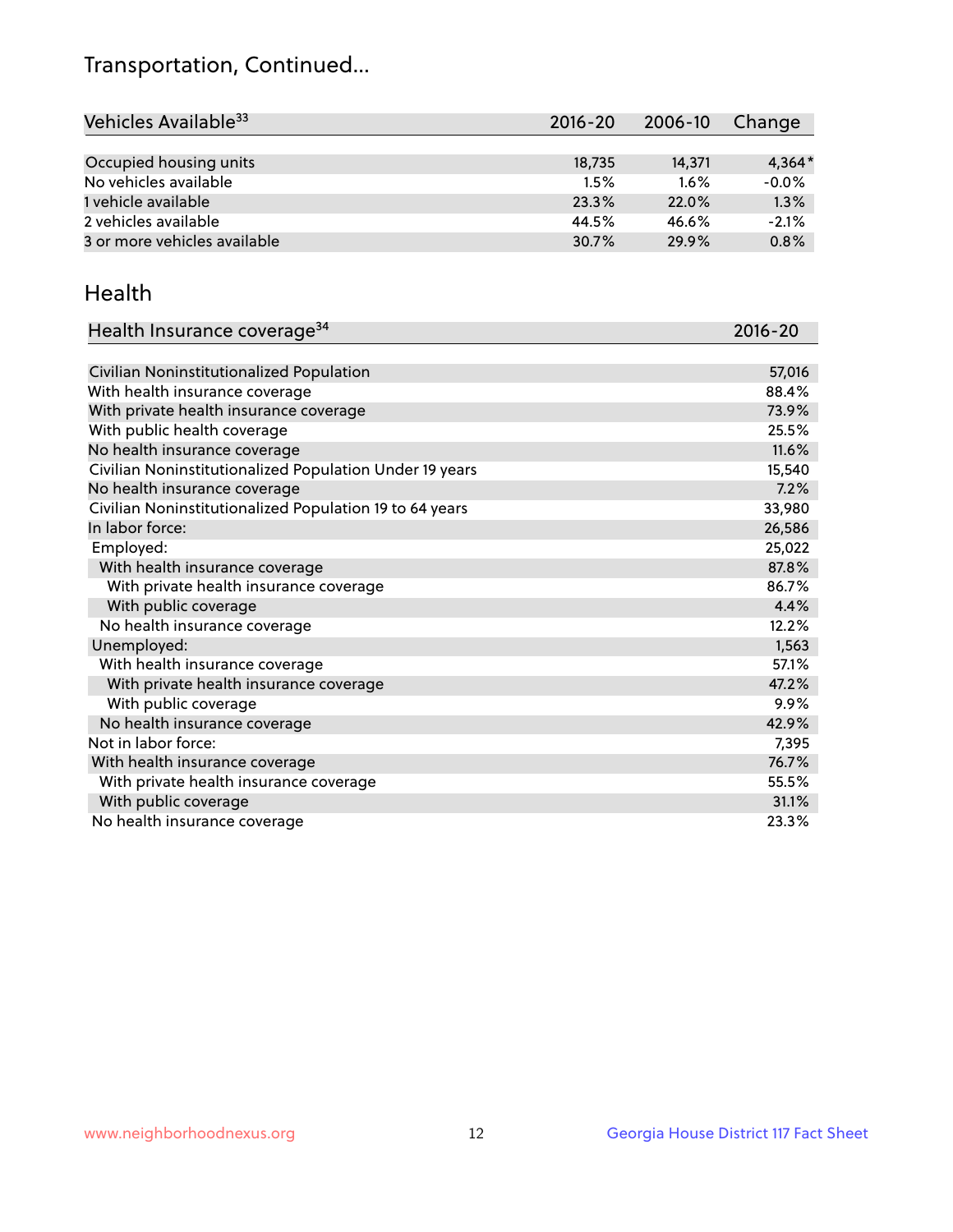## Transportation, Continued...

| Vehicles Available[33] | 2016-20 | 2006-10 | Change |
|---|---|---|---|
| Occupied housing units | 18,735 | 14,371 | 4,364* |
| No vehicles available | 1.5% | 1.6% | -0.0% |
| 1 vehicle available | 23.3% | 22.0% | 1.3% |
| 2 vehicles available | 44.5% | 46.6% | -2.1% |
| 3 or more vehicles available | 30.7% | 29.9% | 0.8% |

## Health

| Health Insurance coverage[34] | 2016-20 |
|---|---|
| Civilian Noninstitutionalized Population | 57,016 |
| With health insurance coverage | 88.4% |
| With private health insurance coverage | 73.9% |
| With public health coverage | 25.5% |
| No health insurance coverage | 11.6% |
| Civilian Noninstitutionalized Population Under 19 years | 15,540 |
| No health insurance coverage | 7.2% |
| Civilian Noninstitutionalized Population 19 to 64 years | 33,980 |
| In labor force: | 26,586 |
| Employed: | 25,022 |
| With health insurance coverage | 87.8% |
| With private health insurance coverage | 86.7% |
| With public coverage | 4.4% |
| No health insurance coverage | 12.2% |
| Unemployed: | 1,563 |
| With health insurance coverage | 57.1% |
| With private health insurance coverage | 47.2% |
| With public coverage | 9.9% |
| No health insurance coverage | 42.9% |
| Not in labor force: | 7,395 |
| With health insurance coverage | 76.7% |
| With private health insurance coverage | 55.5% |
| With public coverage | 31.1% |
| No health insurance coverage | 23.3% |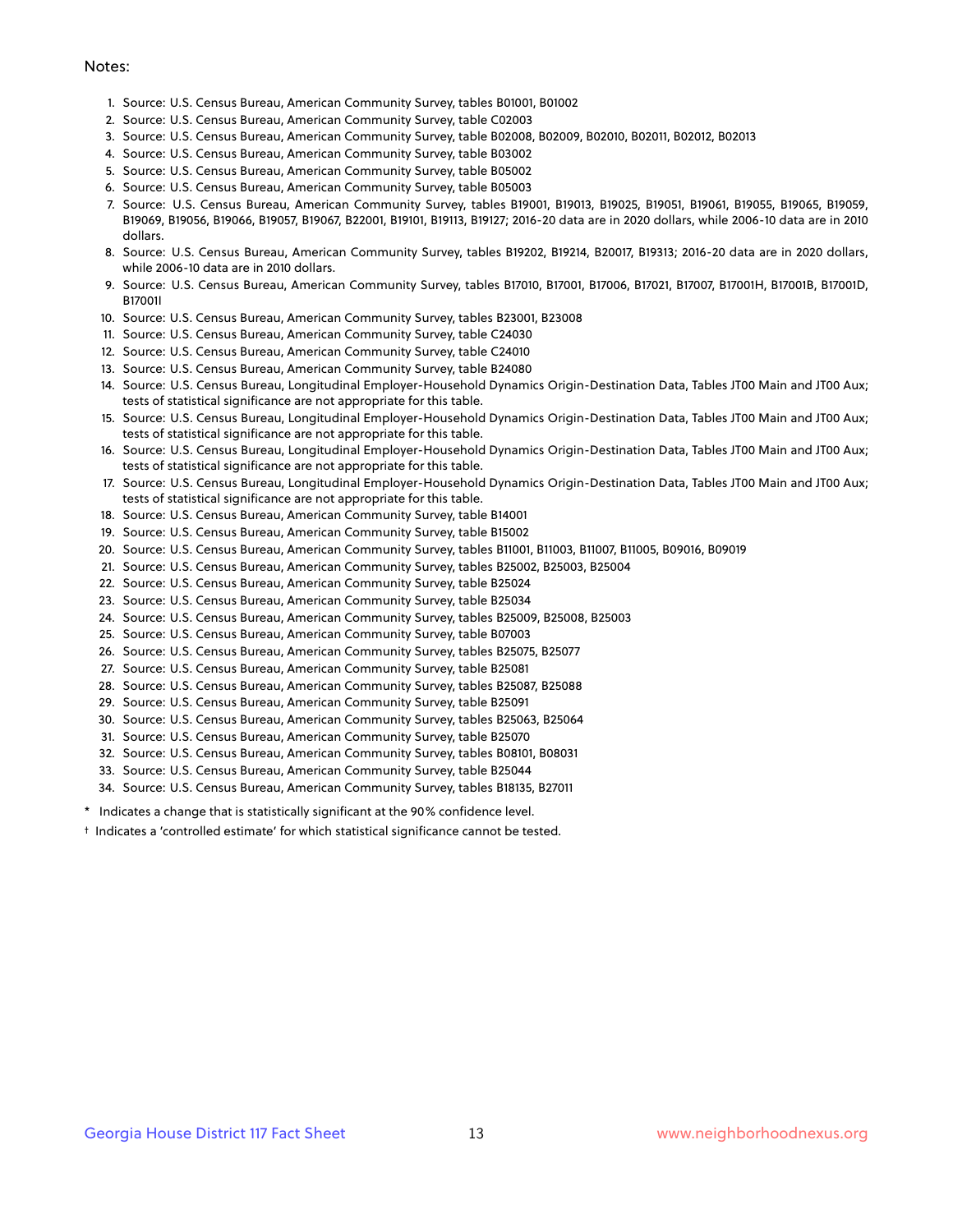Notes:

1. Source: U.S. Census Bureau, American Community Survey, tables B01001, B01002
2. Source: U.S. Census Bureau, American Community Survey, table C02003
3. Source: U.S. Census Bureau, American Community Survey, table B02008, B02009, B02010, B02011, B02012, B02013
4. Source: U.S. Census Bureau, American Community Survey, table B03002
5. Source: U.S. Census Bureau, American Community Survey, table B05002
6. Source: U.S. Census Bureau, American Community Survey, table B05003
7. Source: U.S. Census Bureau, American Community Survey, tables B19001, B19013, B19025, B19051, B19061, B19055, B19065, B19059, B19069, B19056, B19066, B19057, B19067, B22001, B19101, B19113, B19127; 2016-20 data are in 2020 dollars, while 2006-10 data are in 2010 dollars.
8. Source: U.S. Census Bureau, American Community Survey, tables B19202, B19214, B20017, B19313; 2016-20 data are in 2020 dollars, while 2006-10 data are in 2010 dollars.
9. Source: U.S. Census Bureau, American Community Survey, tables B17010, B17001, B17006, B17021, B17007, B17001H, B17001B, B17001D, B17001I
10. Source: U.S. Census Bureau, American Community Survey, tables B23001, B23008
11. Source: U.S. Census Bureau, American Community Survey, table C24030
12. Source: U.S. Census Bureau, American Community Survey, table C24010
13. Source: U.S. Census Bureau, American Community Survey, table B24080
14. Source: U.S. Census Bureau, Longitudinal Employer-Household Dynamics Origin-Destination Data, Tables JT00 Main and JT00 Aux; tests of statistical significance are not appropriate for this table.
15. Source: U.S. Census Bureau, Longitudinal Employer-Household Dynamics Origin-Destination Data, Tables JT00 Main and JT00 Aux; tests of statistical significance are not appropriate for this table.
16. Source: U.S. Census Bureau, Longitudinal Employer-Household Dynamics Origin-Destination Data, Tables JT00 Main and JT00 Aux; tests of statistical significance are not appropriate for this table.
17. Source: U.S. Census Bureau, Longitudinal Employer-Household Dynamics Origin-Destination Data, Tables JT00 Main and JT00 Aux; tests of statistical significance are not appropriate for this table.
18. Source: U.S. Census Bureau, American Community Survey, table B14001
19. Source: U.S. Census Bureau, American Community Survey, table B15002
20. Source: U.S. Census Bureau, American Community Survey, tables B11001, B11003, B11007, B11005, B09016, B09019
21. Source: U.S. Census Bureau, American Community Survey, tables B25002, B25003, B25004
22. Source: U.S. Census Bureau, American Community Survey, table B25024
23. Source: U.S. Census Bureau, American Community Survey, table B25034
24. Source: U.S. Census Bureau, American Community Survey, tables B25009, B25008, B25003
25. Source: U.S. Census Bureau, American Community Survey, table B07003
26. Source: U.S. Census Bureau, American Community Survey, tables B25075, B25077
27. Source: U.S. Census Bureau, American Community Survey, table B25081
28. Source: U.S. Census Bureau, American Community Survey, tables B25087, B25088
29. Source: U.S. Census Bureau, American Community Survey, table B25091
30. Source: U.S. Census Bureau, American Community Survey, tables B25063, B25064
31. Source: U.S. Census Bureau, American Community Survey, table B25070
32. Source: U.S. Census Bureau, American Community Survey, tables B08101, B08031
33. Source: U.S. Census Bureau, American Community Survey, table B25044
34. Source: U.S. Census Bureau, American Community Survey, tables B18135, B27011

\* Indicates a change that is statistically significant at the 90% confidence level.

† Indicates a 'controlled estimate' for which statistical significance cannot be tested.